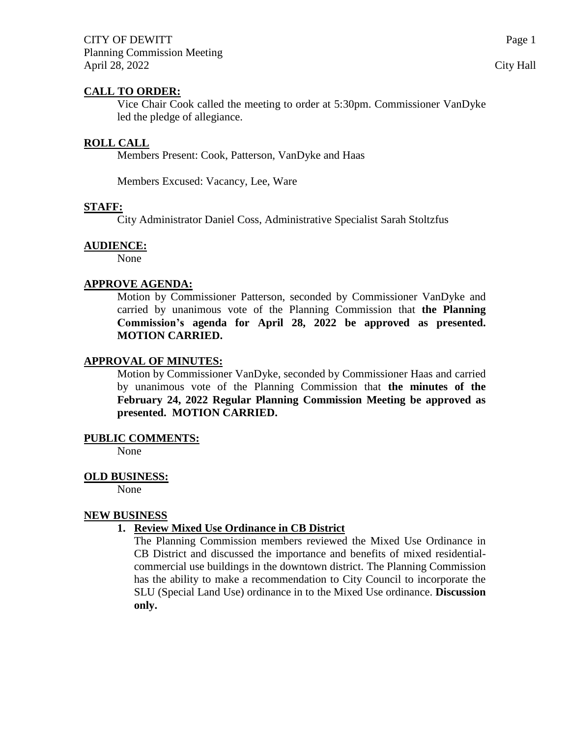CITY OF DEWITT
Planning Commission Meeting
April 28, 2022

City Hall

## CALL TO ORDER:

Vice Chair Cook called the meeting to order at 5:30pm. Commissioner VanDyke led the pledge of allegiance.

## ROLL CALL

Members Present: Cook, Patterson, VanDyke and Haas

Members Excused: Vacancy, Lee, Ware

## STAFF:

City Administrator Daniel Coss, Administrative Specialist Sarah Stoltzfus

## AUDIENCE:

None

## APPROVE AGENDA:

Motion by Commissioner Patterson, seconded by Commissioner VanDyke and carried by unanimous vote of the Planning Commission that **the Planning Commission's agenda for April 28, 2022 be approved as presented. MOTION CARRIED.**

## APPROVAL OF MINUTES:

Motion by Commissioner VanDyke, seconded by Commissioner Haas and carried by unanimous vote of the Planning Commission that **the minutes of the February 24, 2022 Regular Planning Commission Meeting be approved as presented. MOTION CARRIED.**

## PUBLIC COMMENTS:

None

## OLD BUSINESS:

None

## NEW BUSINESS

1. **Review Mixed Use Ordinance in CB District**

   The Planning Commission members reviewed the Mixed Use Ordinance in CB District and discussed the importance and benefits of mixed residential-commercial use buildings in the downtown district. The Planning Commission has the ability to make a recommendation to City Council to incorporate the SLU (Special Land Use) ordinance in to the Mixed Use ordinance. **Discussion only.**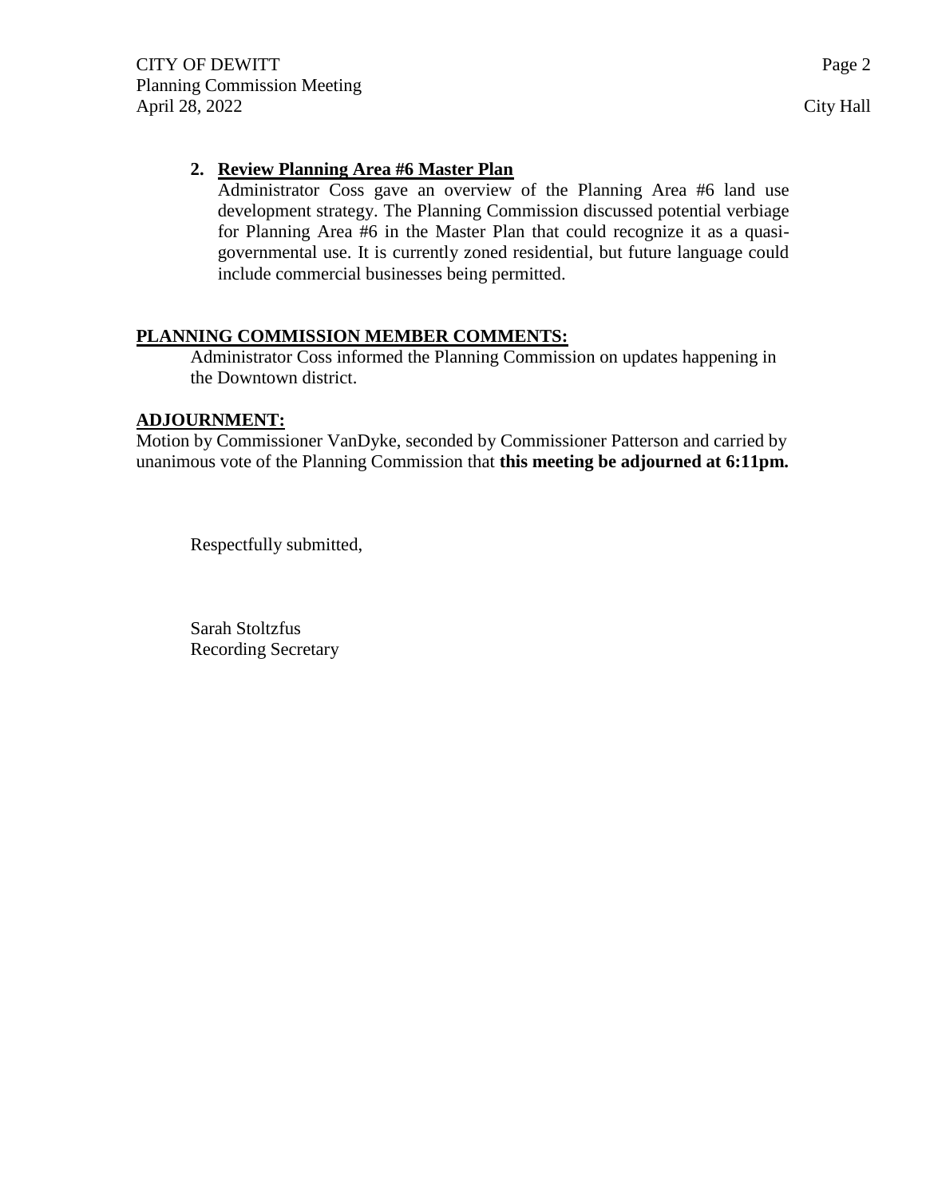2. **Review Planning Area #6 Master Plan**

   Administrator Coss gave an overview of the Planning Area #6 land use development strategy. The Planning Commission discussed potential verbiage for Planning Area #6 in the Master Plan that could recognize it as a quasi-governmental use. It is currently zoned residential, but future language could include commercial businesses being permitted.

**PLANNING COMMISSION MEMBER COMMENTS:**

Administrator Coss informed the Planning Commission on updates happening in the Downtown district.

**ADJOURNMENT:**

Motion by Commissioner VanDyke, seconded by Commissioner Patterson and carried by unanimous vote of the Planning Commission that **this meeting be adjourned at 6:11pm.**

Respectfully submitted,

Sarah Stoltzfus
Recording Secretary